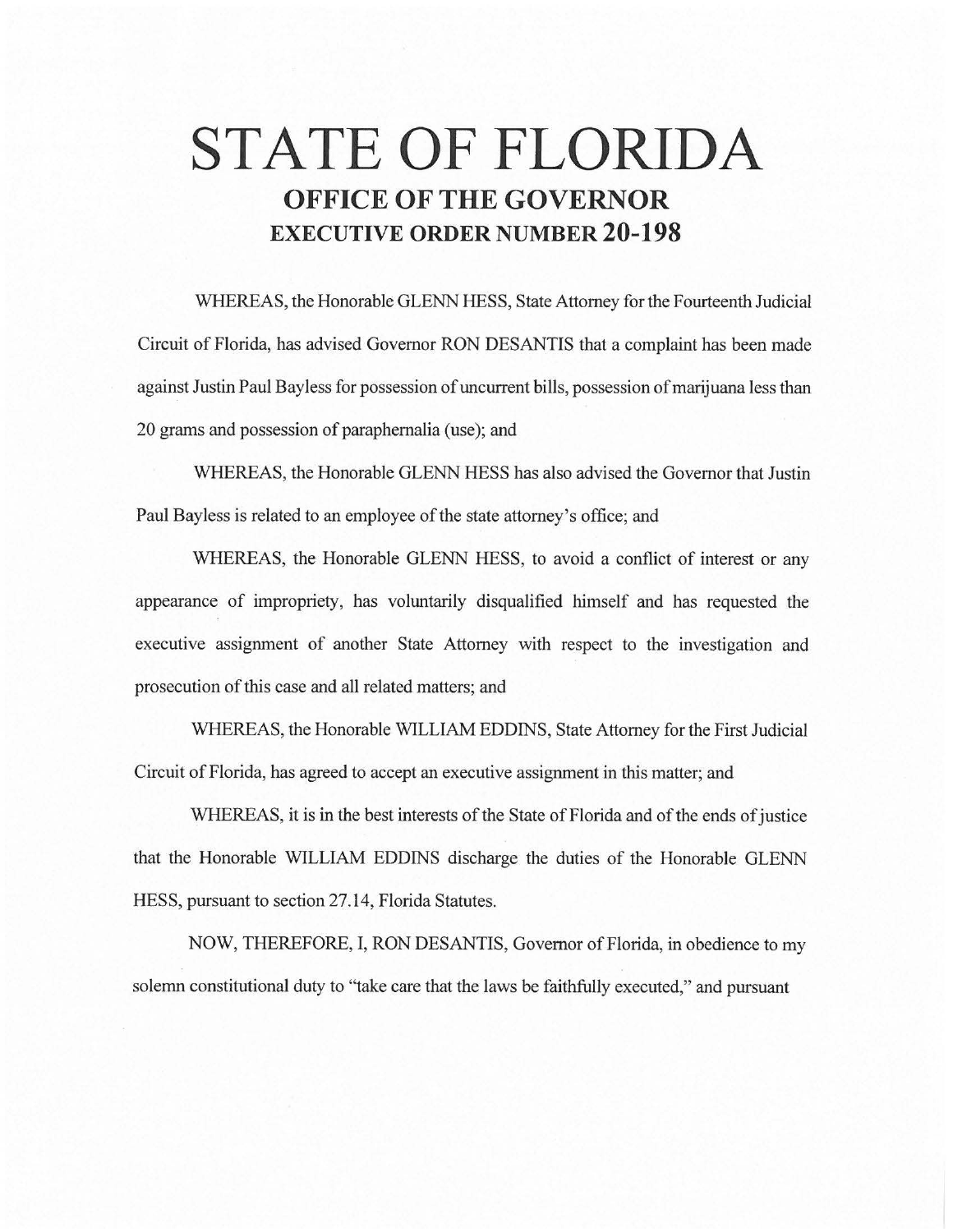# STATE OF FLORIDA

## OFFICE OF THE GOVERNOR

## EXECUTIVE ORDER NUMBER 20-198

WHEREAS, the Honorable GLENN HESS, State Attorney for the Fourteenth Judicial Circuit of Florida, has advised Governor RON DESANTIS that a complaint has been made against Justin Paul Bayless for possession of uncurrent bills, possession of marijuana less than 20 grams and possession of paraphernalia (use); and

WHEREAS, the Honorable GLENN HESS has also advised the Governor that Justin Paul Bayless is related to an employee of the state attorney's office; and

WHEREAS, the Honorable GLENN HESS, to avoid a conflict of interest or any appearance of impropriety, has voluntarily disqualified himself and has requested the executive assignment of another State Attorney with respect to the investigation and prosecution of this case and all related matters; and

WHEREAS, the Honorable WILLIAM EDDINS, State Attorney for the First Judicial Circuit of Florida, has agreed to accept an executive assignment in this matter; and

WHEREAS, it is in the best interests of the State of Florida and of the ends of justice that the Honorable WILLIAM EDDINS discharge the duties of the Honorable GLENN HESS, pursuant to section 27.14, Florida Statutes.

NOW, THEREFORE, I, RON DESANTIS, Governor of Florida, in obedience to my solemn constitutional duty to "take care that the laws be faithfully executed," and pursuant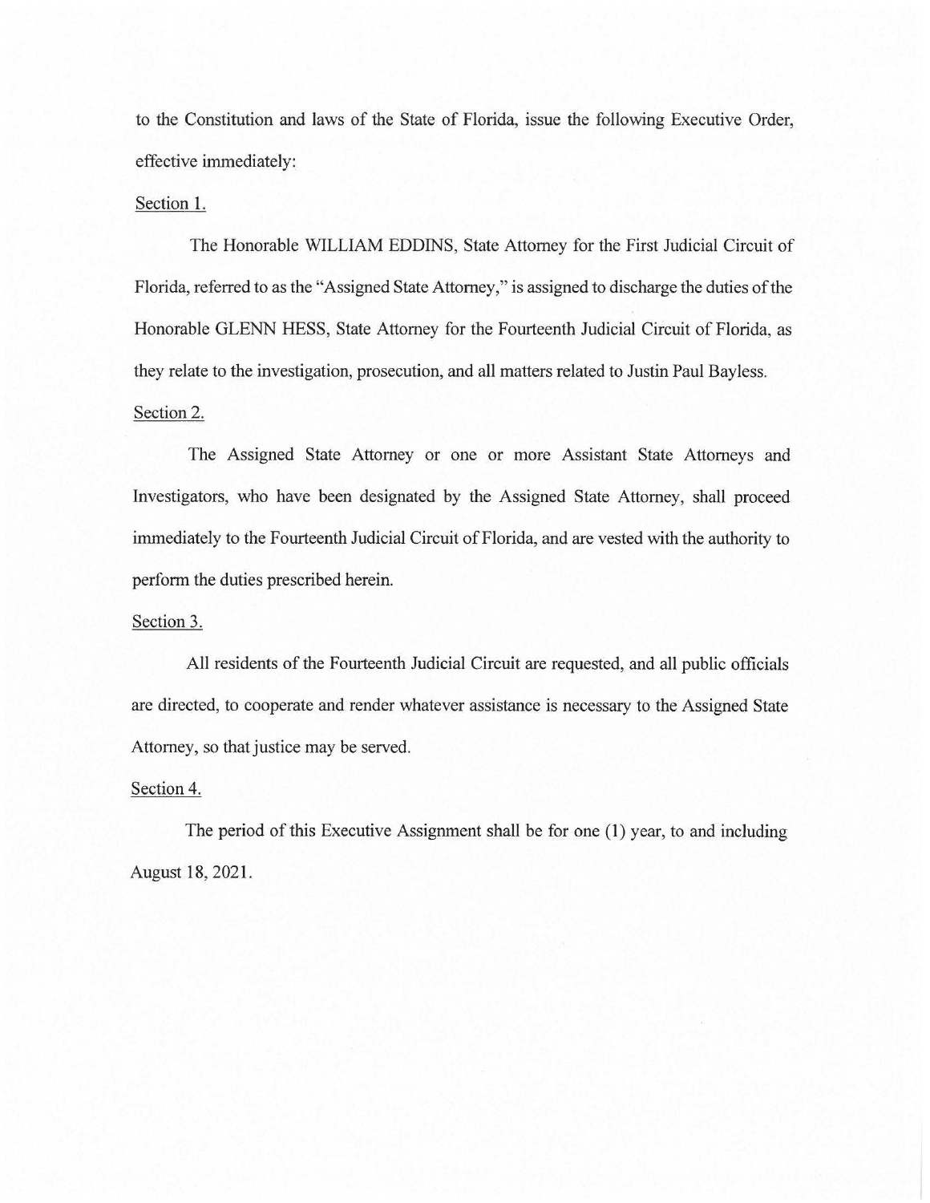to the Constitution and laws of the State of Florida, issue the following Executive Order, effective immediately:

Section 1.

The Honorable WILLIAM EDDINS, State Attorney for the First Judicial Circuit of Florida, referred to as the "Assigned State Attorney," is assigned to discharge the duties of the Honorable GLENN HESS, State Attorney for the Fourteenth Judicial Circuit of Florida, as they relate to the investigation, prosecution, and all matters related to Justin Paul Bayless.

Section 2.

The Assigned State Attorney or one or more Assistant State Attorneys and Investigators, who have been designated by the Assigned State Attorney, shall proceed immediately to the Fourteenth Judicial Circuit of Florida, and are vested with the authority to perform the duties prescribed herein.

Section 3.

All residents of the Fourteenth Judicial Circuit are requested, and all public officials are directed, to cooperate and render whatever assistance is necessary to the Assigned State Attorney, so that justice may be served.

Section 4.

The period of this Executive Assignment shall be for one (1) year, to and including August 18, 2021.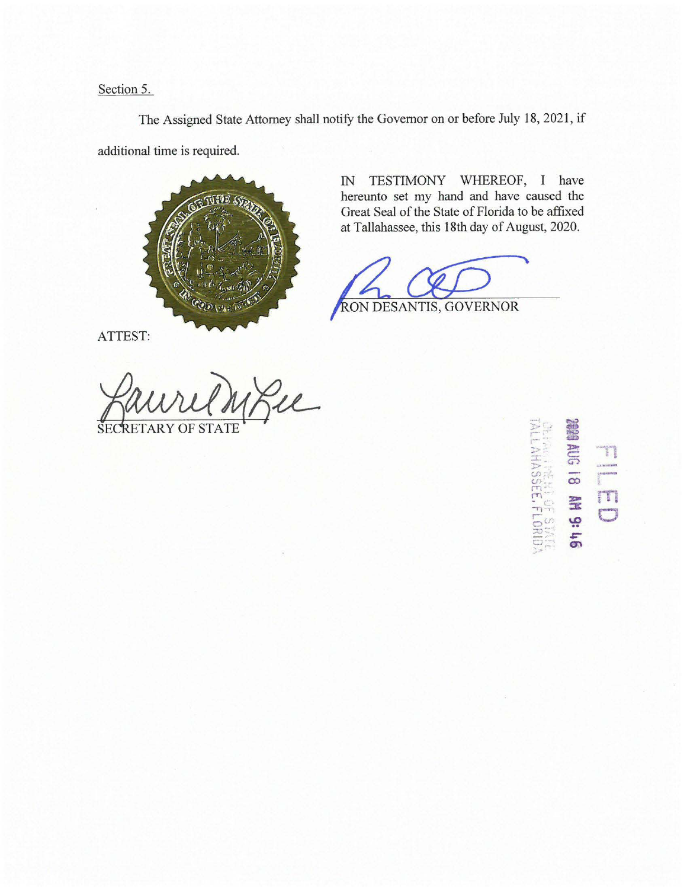Section 5.

The Assigned State Attorney shall notify the Governor on or before July 18, 2021, if additional time is required.

IN TESTIMONY WHEREOF, I have hereunto set my hand and have caused the Great Seal of the State of Florida to be affixed at Tallahassee, this 18th day of August, 2020.

RON DESANTIS, GOVERNOR

ATTEST:

SECRETARY OF STATE

FILED

2020 AUG 18 AM 9:46

DEPARTMENT OF STATE
TALLAHASSEE, FLORIDA